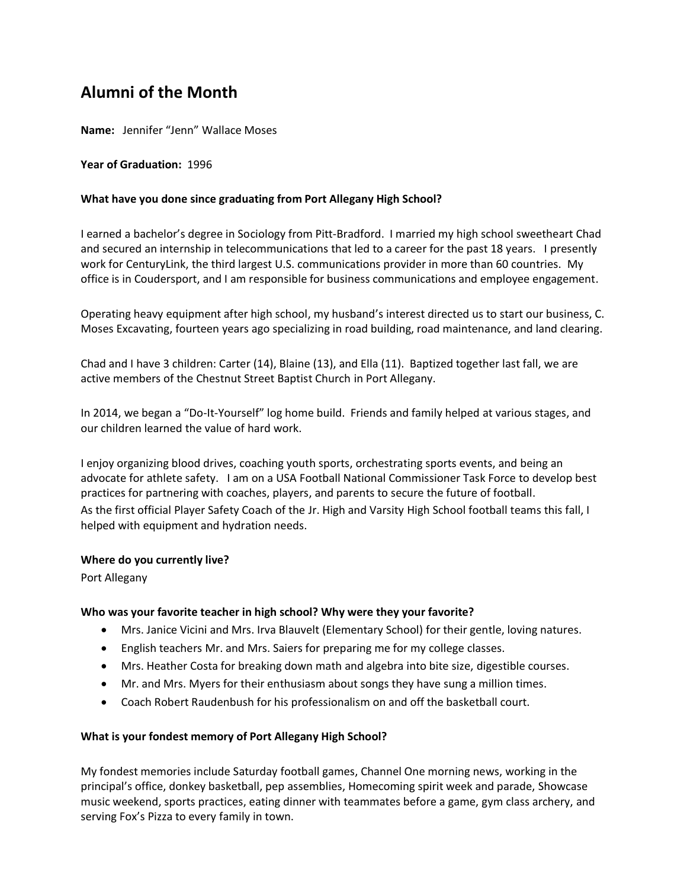# Alumni of the Month

**Name:** Jennifer "Jenn" Wallace Moses

**Year of Graduation:** 1996

**What have you done since graduating from Port Allegany High School?**

I earned a bachelor's degree in Sociology from Pitt-Bradford. I married my high school sweetheart Chad and secured an internship in telecommunications that led to a career for the past 18 years. I presently work for CenturyLink, the third largest U.S. communications provider in more than 60 countries. My office is in Coudersport, and I am responsible for business communications and employee engagement.

Operating heavy equipment after high school, my husband's interest directed us to start our business, C. Moses Excavating, fourteen years ago specializing in road building, road maintenance, and land clearing.

Chad and I have 3 children: Carter (14), Blaine (13), and Ella (11). Baptized together last fall, we are active members of the Chestnut Street Baptist Church in Port Allegany.

In 2014, we began a "Do-It-Yourself" log home build. Friends and family helped at various stages, and our children learned the value of hard work.

I enjoy organizing blood drives, coaching youth sports, orchestrating sports events, and being an advocate for athlete safety. I am on a USA Football National Commissioner Task Force to develop best practices for partnering with coaches, players, and parents to secure the future of football. As the first official Player Safety Coach of the Jr. High and Varsity High School football teams this fall, I helped with equipment and hydration needs.

**Where do you currently live?**

Port Allegany

**Who was your favorite teacher in high school? Why were they your favorite?**

- Mrs. Janice Vicini and Mrs. Irva Blauvelt (Elementary School) for their gentle, loving natures.
- English teachers Mr. and Mrs. Saiers for preparing me for my college classes.
- Mrs. Heather Costa for breaking down math and algebra into bite size, digestible courses.
- Mr. and Mrs. Myers for their enthusiasm about songs they have sung a million times.
- Coach Robert Raudenbush for his professionalism on and off the basketball court.

**What is your fondest memory of Port Allegany High School?**

My fondest memories include Saturday football games, Channel One morning news, working in the principal's office, donkey basketball, pep assemblies, Homecoming spirit week and parade, Showcase music weekend, sports practices, eating dinner with teammates before a game, gym class archery, and serving Fox's Pizza to every family in town.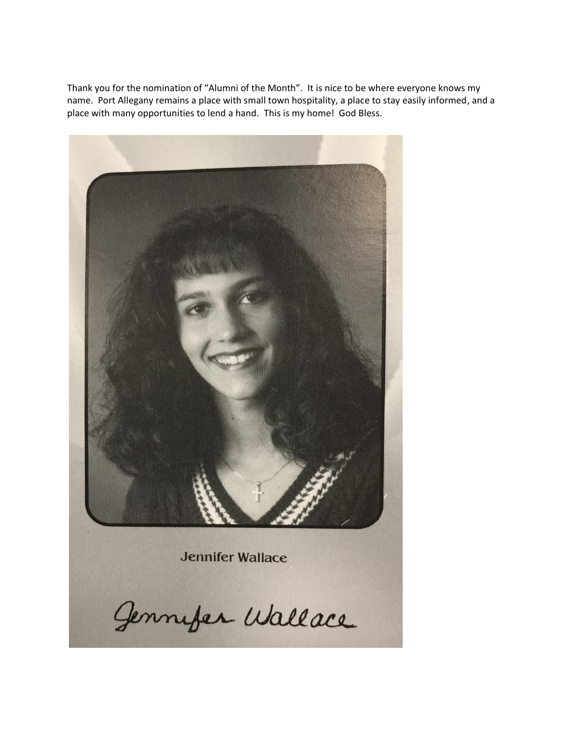Thank you for the nomination of "Alumni of the Month". It is nice to be where everyone knows my name. Port Allegany remains a place with small town hospitality, a place to stay easily informed, and a place with many opportunities to lend a hand. This is my home! God Bless.

Jennifer Wallace

Jennifer Wallace